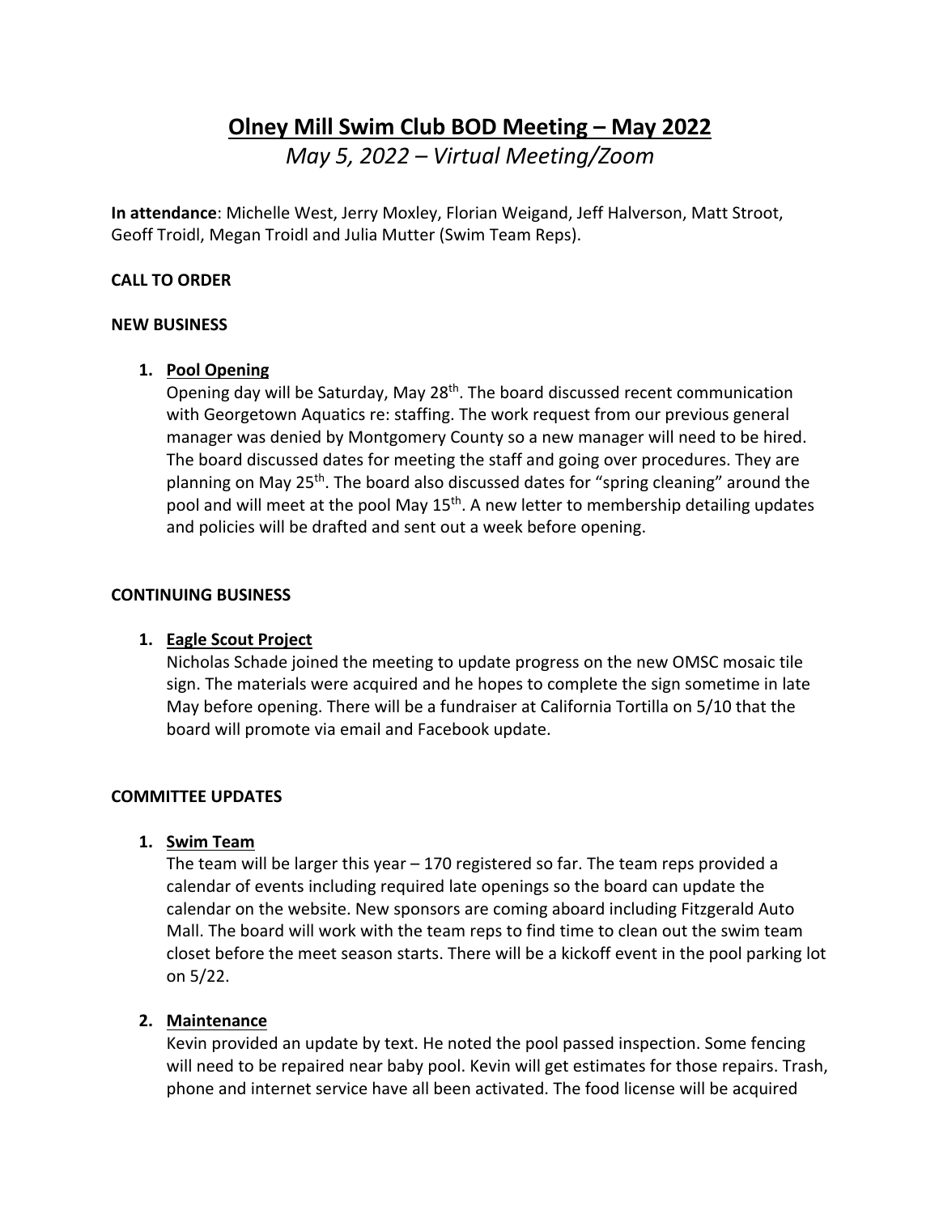# Olney Mill Swim Club BOD Meeting – May 2022

*May 5, 2022 – Virtual Meeting/Zoom*

**In attendance**: Michelle West, Jerry Moxley, Florian Weigand, Jeff Halverson, Matt Stroot, Geoff Troidl, Megan Troidl and Julia Mutter (Swim Team Reps).

**CALL TO ORDER**

**NEW BUSINESS**

1. **Pool Opening**
   Opening day will be Saturday, May 28th. The board discussed recent communication with Georgetown Aquatics re: staffing. The work request from our previous general manager was denied by Montgomery County so a new manager will need to be hired. The board discussed dates for meeting the staff and going over procedures. They are planning on May 25th. The board also discussed dates for "spring cleaning" around the pool and will meet at the pool May 15th. A new letter to membership detailing updates and policies will be drafted and sent out a week before opening.

**CONTINUING BUSINESS**

1. **Eagle Scout Project**
   Nicholas Schade joined the meeting to update progress on the new OMSC mosaic tile sign. The materials were acquired and he hopes to complete the sign sometime in late May before opening. There will be a fundraiser at California Tortilla on 5/10 that the board will promote via email and Facebook update.

**COMMITTEE UPDATES**

1. **Swim Team**
   The team will be larger this year – 170 registered so far. The team reps provided a calendar of events including required late openings so the board can update the calendar on the website. New sponsors are coming aboard including Fitzgerald Auto Mall. The board will work with the team reps to find time to clean out the swim team closet before the meet season starts. There will be a kickoff event in the pool parking lot on 5/22.

2. **Maintenance**
   Kevin provided an update by text. He noted the pool passed inspection. Some fencing will need to be repaired near baby pool. Kevin will get estimates for those repairs. Trash, phone and internet service have all been activated. The food license will be acquired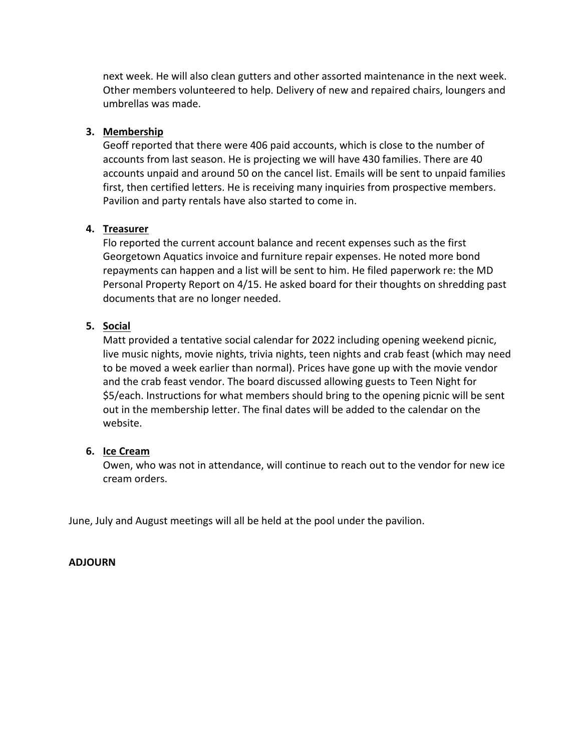next week. He will also clean gutters and other assorted maintenance in the next week. Other members volunteered to help. Delivery of new and repaired chairs, loungers and umbrellas was made.

3. **Membership**
   Geoff reported that there were 406 paid accounts, which is close to the number of accounts from last season. He is projecting we will have 430 families. There are 40 accounts unpaid and around 50 on the cancel list. Emails will be sent to unpaid families first, then certified letters. He is receiving many inquiries from prospective members. Pavilion and party rentals have also started to come in.

4. **Treasurer**
   Flo reported the current account balance and recent expenses such as the first Georgetown Aquatics invoice and furniture repair expenses. He noted more bond repayments can happen and a list will be sent to him. He filed paperwork re: the MD Personal Property Report on 4/15. He asked board for their thoughts on shredding past documents that are no longer needed.

5. **Social**
   Matt provided a tentative social calendar for 2022 including opening weekend picnic, live music nights, movie nights, trivia nights, teen nights and crab feast (which may need to be moved a week earlier than normal). Prices have gone up with the movie vendor and the crab feast vendor. The board discussed allowing guests to Teen Night for $5/each. Instructions for what members should bring to the opening picnic will be sent out in the membership letter. The final dates will be added to the calendar on the website.

6. **Ice Cream**
   Owen, who was not in attendance, will continue to reach out to the vendor for new ice cream orders.

June, July and August meetings will all be held at the pool under the pavilion.

**ADJOURN**